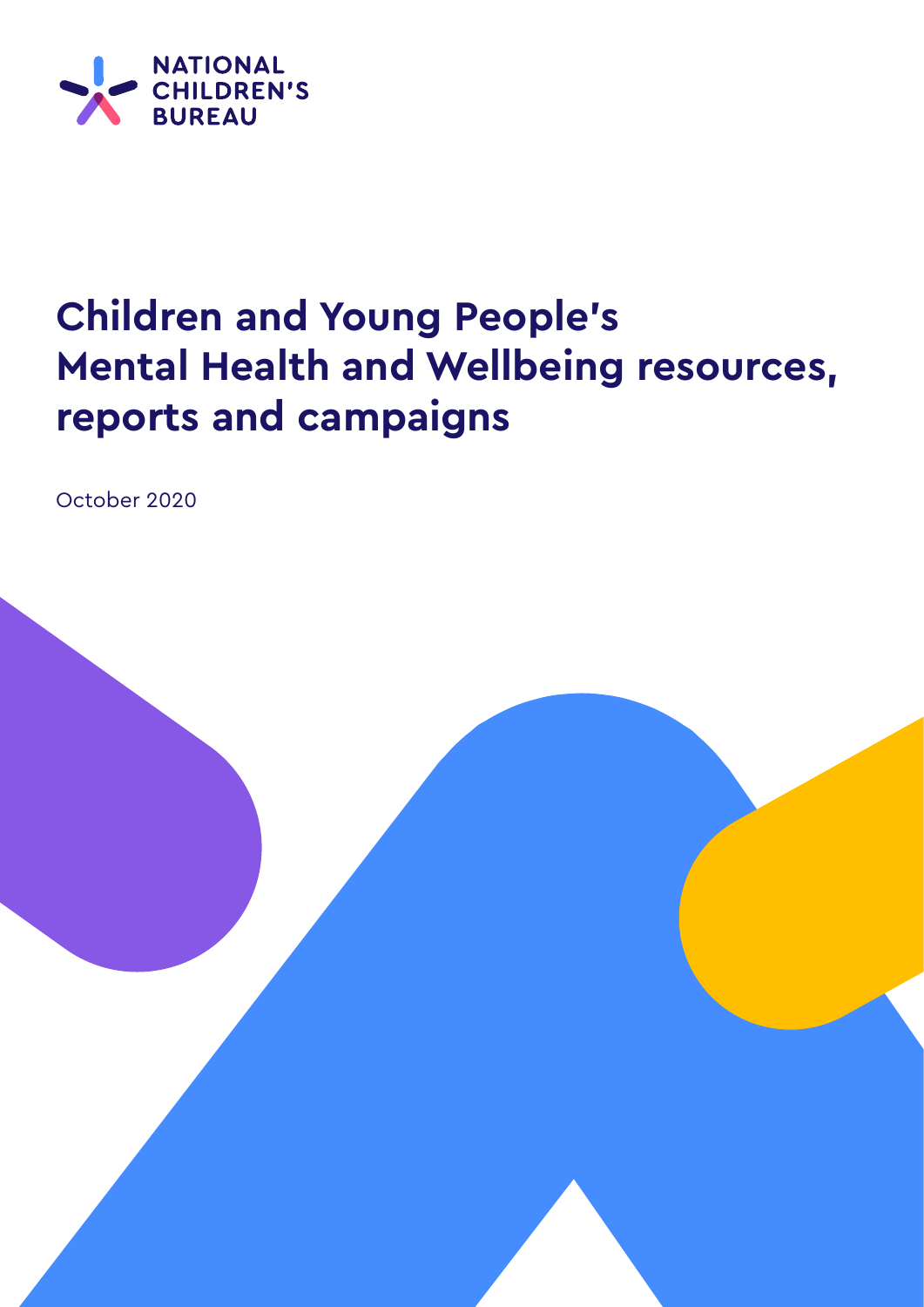NATIONAL CHILDREN'S BUREAU

# Children and Young People's Mental Health and Wellbeing resources, reports and campaigns

October 2020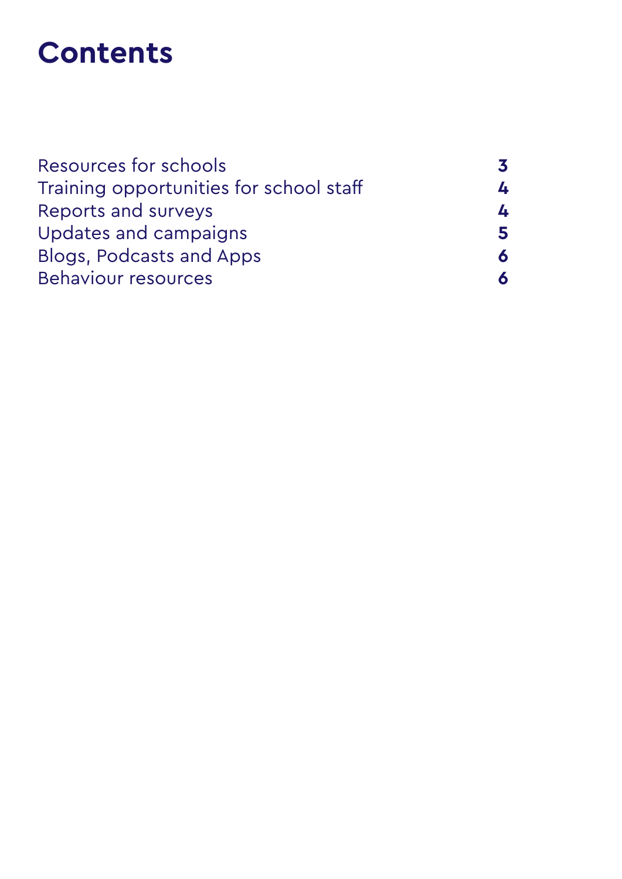# Contents

| | |
|---|---|
| Resources for schools | **3** |
| Training opportunities for school staff | **4** |
| Reports and surveys | **4** |
| Updates and campaigns | **5** |
| Blogs, Podcasts and Apps | **6** |
| Behaviour resources | **6** |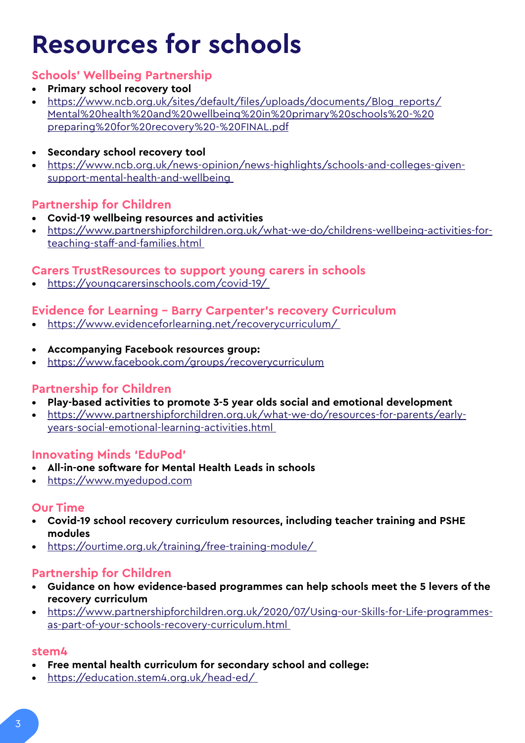# Resources for schools

## Schools' Wellbeing Partnership

- **Primary school recovery tool**
- https://www.ncb.org.uk/sites/default/files/uploads/documents/Blog_reports/Mental%20health%20and%20wellbeing%20in%20primary%20schools%20-%20preparing%20for%20recovery%20-%20FINAL.pdf

- **Secondary school recovery tool**
- https://www.ncb.org.uk/news-opinion/news-highlights/schools-and-colleges-given-support-mental-health-and-wellbeing

## Partnership for Children

- **Covid-19 wellbeing resources and activities**
- https://www.partnershipforchildren.org.uk/what-we-do/childrens-wellbeing-activities-for-teaching-staff-and-families.html

## Carers TrustResources to support young carers in schools

- https://youngcarersinschools.com/covid-19/

## Evidence for Learning – Barry Carpenter's recovery Curriculum

- https://www.evidenceforlearning.net/recoverycurriculum/

- **Accompanying Facebook resources group:**
- https://www.facebook.com/groups/recoverycurriculum

## Partnership for Children

- **Play-based activities to promote 3-5 year olds social and emotional development**
- https://www.partnershipforchildren.org.uk/what-we-do/resources-for-parents/early-years-social-emotional-learning-activities.html

## Innovating Minds 'EduPod'

- **All-in-one software for Mental Health Leads in schools**
- https://www.myedupod.com

## Our Time

- **Covid-19 school recovery curriculum resources, including teacher training and PSHE modules**
- https://ourtime.org.uk/training/free-training-module/

## Partnership for Children

- **Guidance on how evidence-based programmes can help schools meet the 5 levers of the recovery curriculum**
- https://www.partnershipforchildren.org.uk/2020/07/Using-our-Skills-for-Life-programmes-as-part-of-your-schools-recovery-curriculum.html

## stem4

- **Free mental health curriculum for secondary school and college:**
- https://education.stem4.org.uk/head-ed/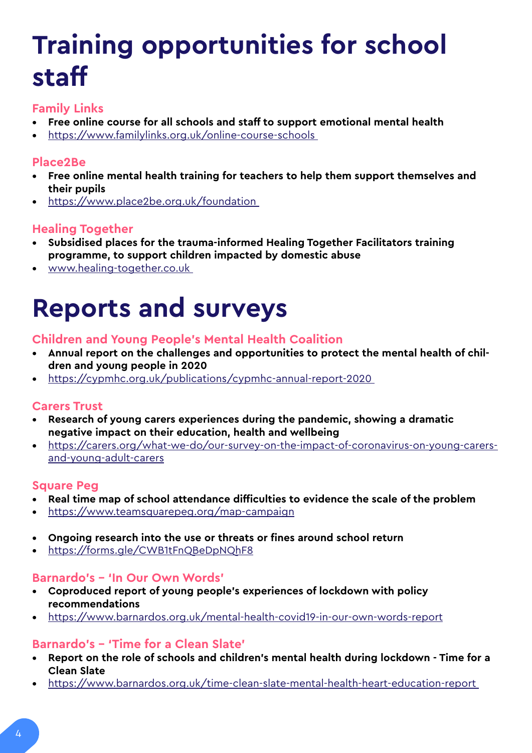# Training opportunities for school staff

## Family Links

- **Free online course for all schools and staff to support emotional mental health**
- https://www.familylinks.org.uk/online-course-schools

## Place2Be

- **Free online mental health training for teachers to help them support themselves and their pupils**
- https://www.place2be.org.uk/foundation

## Healing Together

- **Subsidised places for the trauma-informed Healing Together Facilitators training programme, to support children impacted by domestic abuse**
- www.healing-together.co.uk

# Reports and surveys

## Children and Young People's Mental Health Coalition

- **Annual report on the challenges and opportunities to protect the mental health of children and young people in 2020**
- https://cypmhc.org.uk/publications/cypmhc-annual-report-2020

## Carers Trust

- **Research of young carers experiences during the pandemic, showing a dramatic negative impact on their education, health and wellbeing**
- https://carers.org/what-we-do/our-survey-on-the-impact-of-coronavirus-on-young-carers-and-young-adult-carers

## Square Peg

- **Real time map of school attendance difficulties to evidence the scale of the problem**
- https://www.teamsquarepeg.org/map-campaign

- **Ongoing research into the use or threats or fines around school return**
- https://forms.gle/CWB1tFnQBeDpNQhF8

## Barnardo's – 'In Our Own Words'

- **Coproduced report of young people's experiences of lockdown with policy recommendations**
- https://www.barnardos.org.uk/mental-health-covid19-in-our-own-words-report

## Barnardo's – 'Time for a Clean Slate'

- **Report on the role of schools and children's mental health during lockdown - Time for a Clean Slate**
- https://www.barnardos.org.uk/time-clean-slate-mental-health-heart-education-report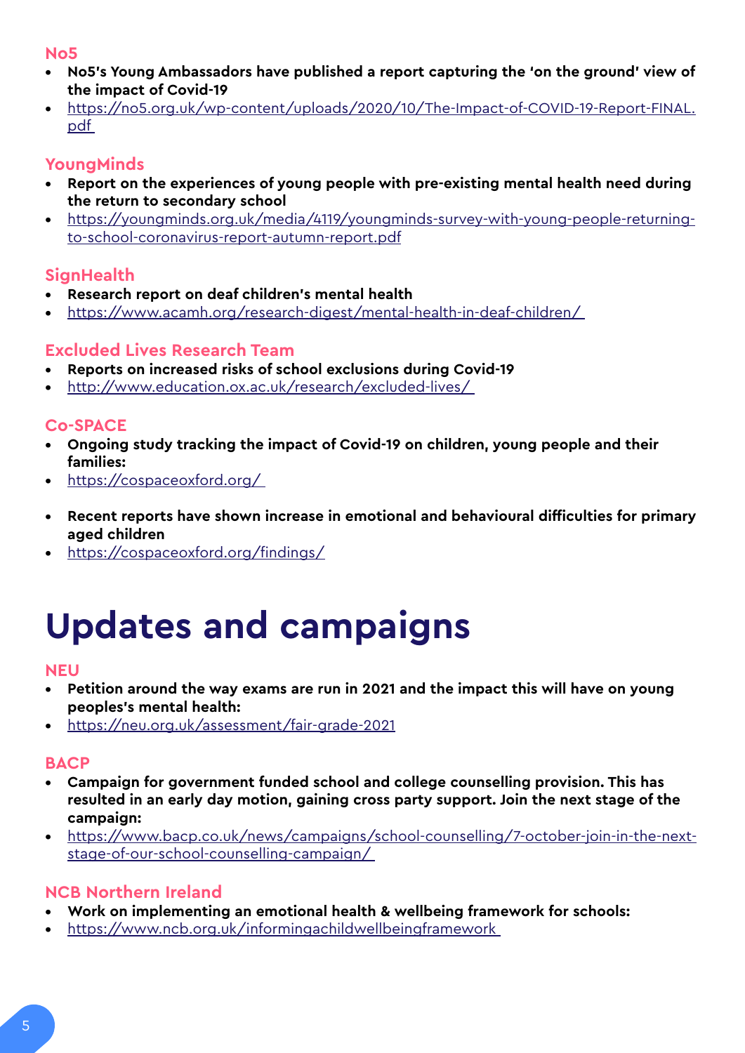### No5

- **No5's Young Ambassadors have published a report capturing the 'on the ground' view of the impact of Covid-19**
- https://no5.org.uk/wp-content/uploads/2020/10/The-Impact-of-COVID-19-Report-FINAL.pdf

### YoungMinds

- **Report on the experiences of young people with pre-existing mental health need during the return to secondary school**
- https://youngminds.org.uk/media/4119/youngminds-survey-with-young-people-returning-to-school-coronavirus-report-autumn-report.pdf

### SignHealth

- **Research report on deaf children's mental health**
- https://www.acamh.org/research-digest/mental-health-in-deaf-children/

### Excluded Lives Research Team

- **Reports on increased risks of school exclusions during Covid-19**
- http://www.education.ox.ac.uk/research/excluded-lives/

### Co-SPACE

- **Ongoing study tracking the impact of Covid-19 on children, young people and their families:**
- https://cospaceoxford.org/

- **Recent reports have shown increase in emotional and behavioural difficulties for primary aged children**
- https://cospaceoxford.org/findings/

# Updates and campaigns

### NEU

- **Petition around the way exams are run in 2021 and the impact this will have on young peoples's mental health:**
- https://neu.org.uk/assessment/fair-grade-2021

### BACP

- **Campaign for government funded school and college counselling provision. This has resulted in an early day motion, gaining cross party support. Join the next stage of the campaign:**
- https://www.bacp.co.uk/news/campaigns/school-counselling/7-october-join-in-the-next-stage-of-our-school-counselling-campaign/

### NCB Northern Ireland

- **Work on implementing an emotional health & wellbeing framework for schools:**
- https://www.ncb.org.uk/informingachildwellbeingframework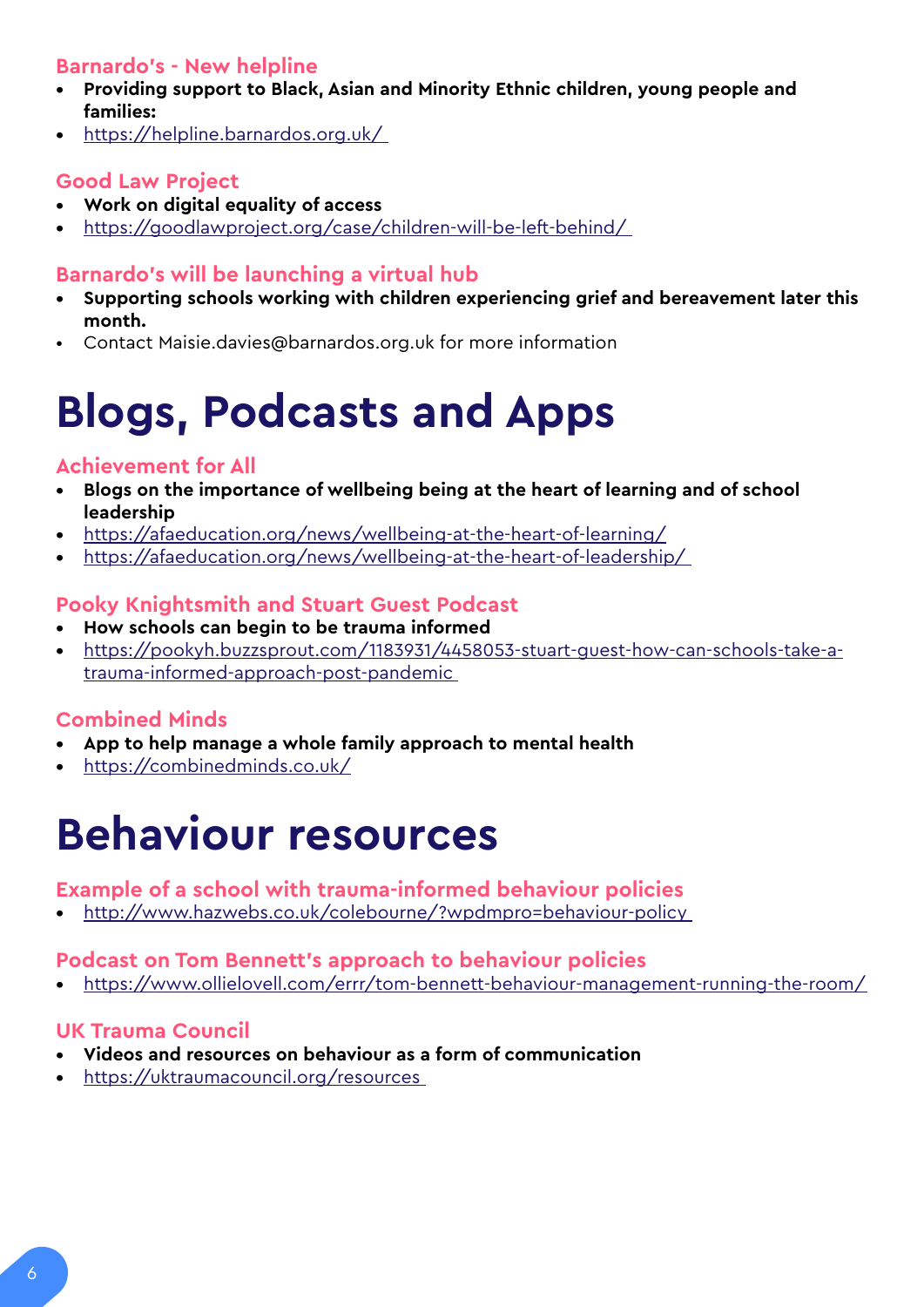### Barnardo's - New helpline

- **Providing support to Black, Asian and Minority Ethnic children, young people and families:**
- https://helpline.barnardos.org.uk/

### Good Law Project

- **Work on digital equality of access**
- https://goodlawproject.org/case/children-will-be-left-behind/

### Barnardo's will be launching a virtual hub

- **Supporting schools working with children experiencing grief and bereavement later this month.**
- Contact Maisie.davies@barnardos.org.uk for more information

# Blogs, Podcasts and Apps

### Achievement for All

- **Blogs on the importance of wellbeing being at the heart of learning and of school leadership**
- https://afaeducation.org/news/wellbeing-at-the-heart-of-learning/
- https://afaeducation.org/news/wellbeing-at-the-heart-of-leadership/

### Pooky Knightsmith and Stuart Guest Podcast

- **How schools can begin to be trauma informed**
- https://pookyh.buzzsprout.com/1183931/4458053-stuart-guest-how-can-schools-take-a-trauma-informed-approach-post-pandemic

### Combined Minds

- **App to help manage a whole family approach to mental health**
- https://combinedminds.co.uk/

# Behaviour resources

### Example of a school with trauma-informed behaviour policies

- http://www.hazwebs.co.uk/colebourne/?wpdmpro=behaviour-policy

### Podcast on Tom Bennett's approach to behaviour policies

- https://www.ollielovell.com/errr/tom-bennett-behaviour-management-running-the-room/

### UK Trauma Council

- **Videos and resources on behaviour as a form of communication**
- https://uktraumacouncil.org/resources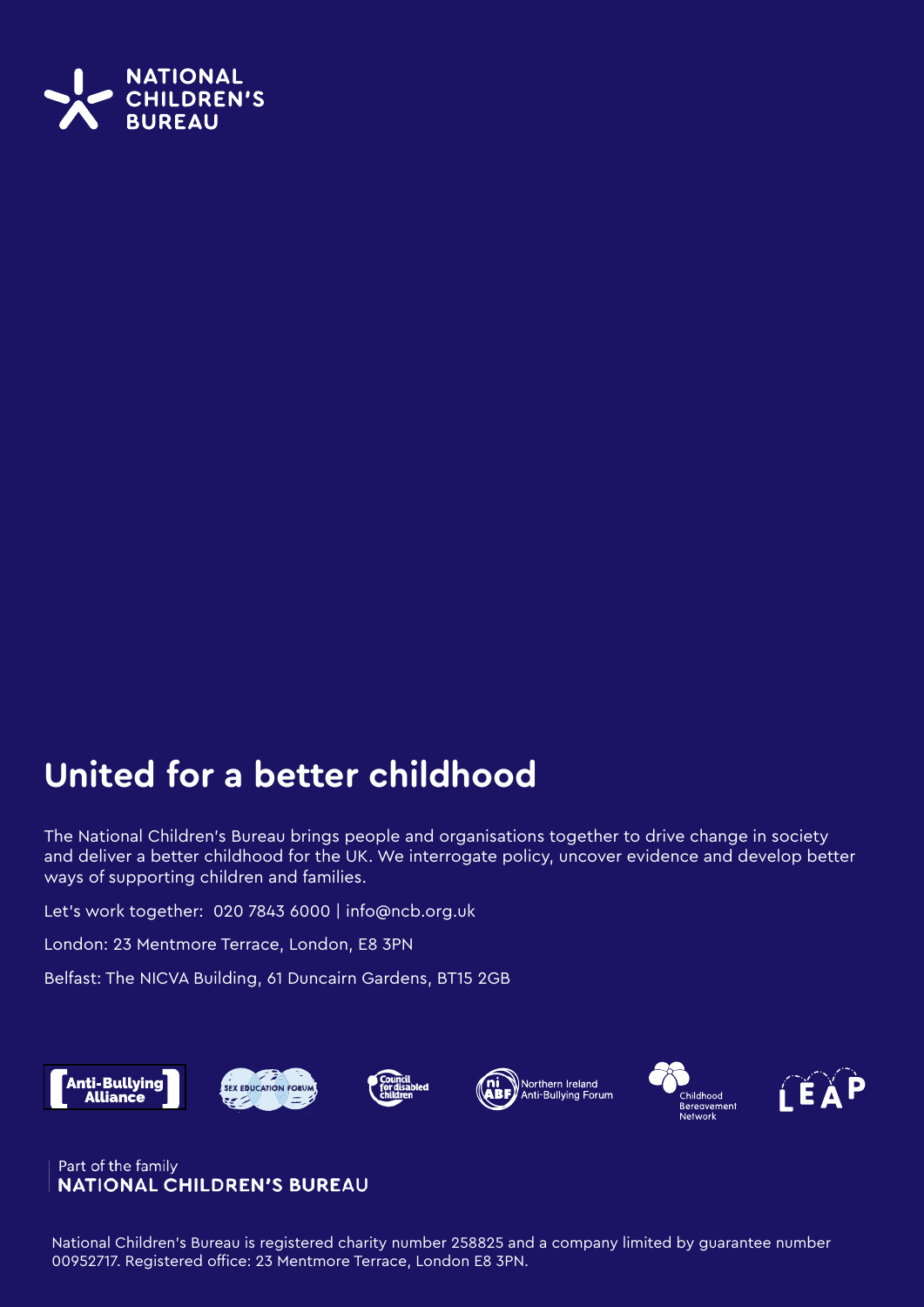NATIONAL CHILDREN'S BUREAU

# United for a better childhood

The National Children's Bureau brings people and organisations together to drive change in society and deliver a better childhood for the UK. We interrogate policy, uncover evidence and develop better ways of supporting children and families.

Let's work together: 020 7843 6000 | info@ncb.org.uk

London: 23 Mentmore Terrace, London, E8 3PN

Belfast: The NICVA Building, 61 Duncairn Gardens, BT15 2GB

Anti-Bullying Alliance

Sex Education Forum

Council for disabled children

Northern Ireland Anti-Bullying Forum

Childhood Bereavement Network

LEAP

Part of the family
**NATIONAL CHILDREN'S BUREAU**

National Children's Bureau is registered charity number 258825 and a company limited by guarantee number 00952717. Registered office: 23 Mentmore Terrace, London E8 3PN.